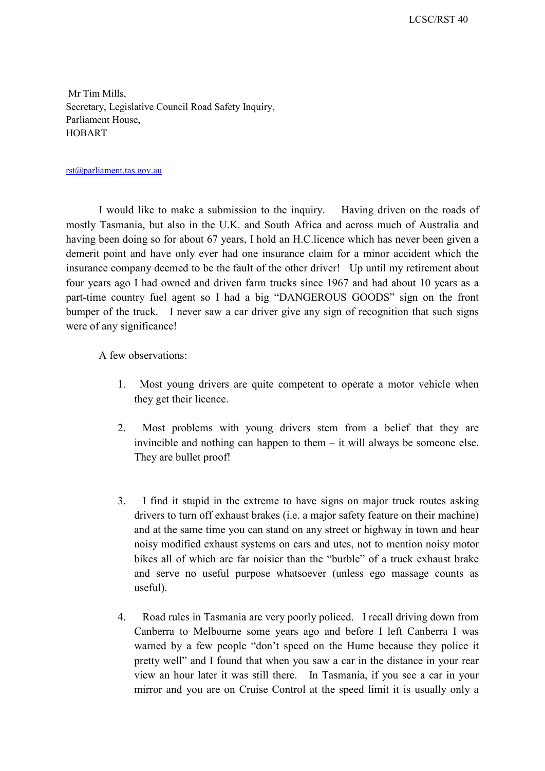LCSC/RST 40

Mr Tim Mills,
Secretary, Legislative Council Road Safety Inquiry,
Parliament House,
HOBART

rst@parliament.tas.gov.au

I would like to make a submission to the inquiry. Having driven on the roads of mostly Tasmania, but also in the U.K. and South Africa and across much of Australia and having been doing so for about 67 years, I hold an H.C.licence which has never been given a demerit point and have only ever had one insurance claim for a minor accident which the insurance company deemed to be the fault of the other driver! Up until my retirement about four years ago I had owned and driven farm trucks since 1967 and had about 10 years as a part-time country fuel agent so I had a big "DANGEROUS GOODS" sign on the front bumper of the truck. I never saw a car driver give any sign of recognition that such signs were of any significance!

A few observations:

1. Most young drivers are quite competent to operate a motor vehicle when they get their licence.

2. Most problems with young drivers stem from a belief that they are invincible and nothing can happen to them – it will always be someone else. They are bullet proof!

3. I find it stupid in the extreme to have signs on major truck routes asking drivers to turn off exhaust brakes (i.e. a major safety feature on their machine) and at the same time you can stand on any street or highway in town and hear noisy modified exhaust systems on cars and utes, not to mention noisy motor bikes all of which are far noisier than the "burble" of a truck exhaust brake and serve no useful purpose whatsoever (unless ego massage counts as useful).

4. Road rules in Tasmania are very poorly policed. I recall driving down from Canberra to Melbourne some years ago and before I left Canberra I was warned by a few people "don't speed on the Hume because they police it pretty well" and I found that when you saw a car in the distance in your rear view an hour later it was still there. In Tasmania, if you see a car in your mirror and you are on Cruise Control at the speed limit it is usually only a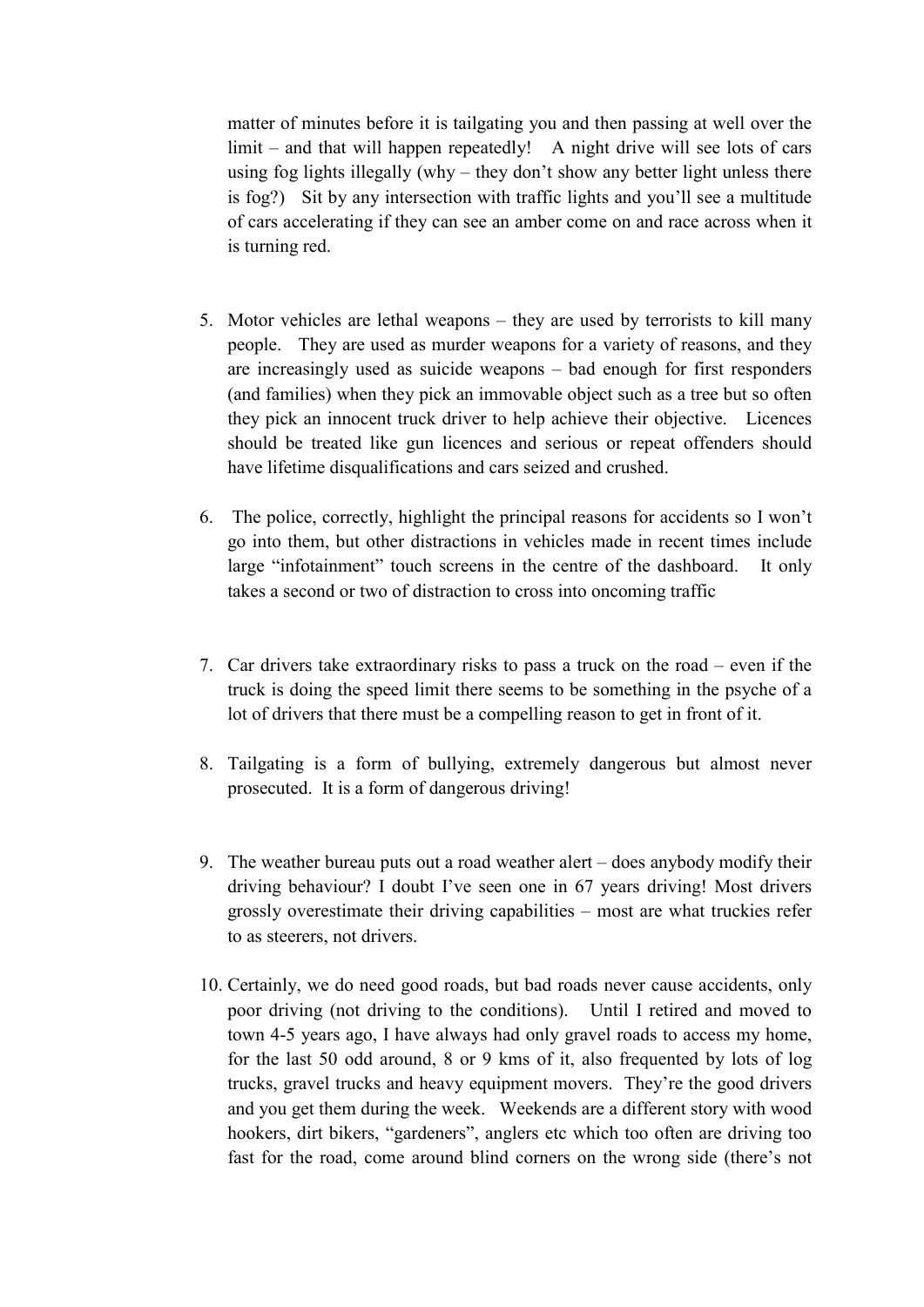matter of minutes before it is tailgating you and then passing at well over the limit – and that will happen repeatedly! A night drive will see lots of cars using fog lights illegally (why – they don't show any better light unless there is fog?) Sit by any intersection with traffic lights and you'll see a multitude of cars accelerating if they can see an amber come on and race across when it is turning red.

5. Motor vehicles are lethal weapons – they are used by terrorists to kill many people. They are used as murder weapons for a variety of reasons, and they are increasingly used as suicide weapons – bad enough for first responders (and families) when they pick an immovable object such as a tree but so often they pick an innocent truck driver to help achieve their objective. Licences should be treated like gun licences and serious or repeat offenders should have lifetime disqualifications and cars seized and crushed.

6. The police, correctly, highlight the principal reasons for accidents so I won't go into them, but other distractions in vehicles made in recent times include large "infotainment" touch screens in the centre of the dashboard. It only takes a second or two of distraction to cross into oncoming traffic

7. Car drivers take extraordinary risks to pass a truck on the road – even if the truck is doing the speed limit there seems to be something in the psyche of a lot of drivers that there must be a compelling reason to get in front of it.

8. Tailgating is a form of bullying, extremely dangerous but almost never prosecuted. It is a form of dangerous driving!

9. The weather bureau puts out a road weather alert – does anybody modify their driving behaviour? I doubt I've seen one in 67 years driving! Most drivers grossly overestimate their driving capabilities – most are what truckies refer to as steerers, not drivers.

10. Certainly, we do need good roads, but bad roads never cause accidents, only poor driving (not driving to the conditions). Until I retired and moved to town 4-5 years ago, I have always had only gravel roads to access my home, for the last 50 odd around, 8 or 9 kms of it, also frequented by lots of log trucks, gravel trucks and heavy equipment movers. They're the good drivers and you get them during the week. Weekends are a different story with wood hookers, dirt bikers, "gardeners", anglers etc which too often are driving too fast for the road, come around blind corners on the wrong side (there's not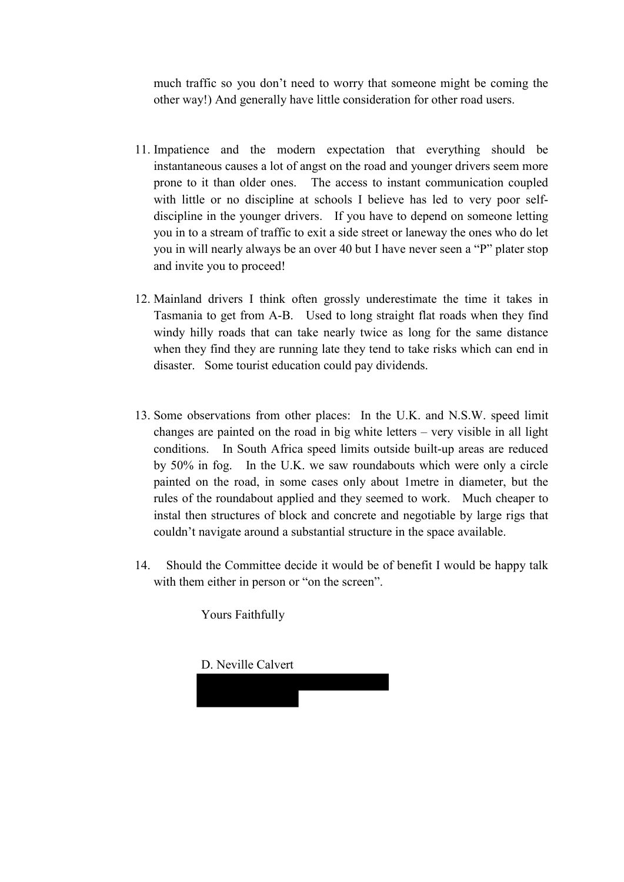much traffic so you don't need to worry that someone might be coming the other way!) And generally have little consideration for other road users.

11. Impatience and the modern expectation that everything should be instantaneous causes a lot of angst on the road and younger drivers seem more prone to it than older ones. The access to instant communication coupled with little or no discipline at schools I believe has led to very poor self-discipline in the younger drivers. If you have to depend on someone letting you in to a stream of traffic to exit a side street or laneway the ones who do let you in will nearly always be an over 40 but I have never seen a "P" plater stop and invite you to proceed!

12. Mainland drivers I think often grossly underestimate the time it takes in Tasmania to get from A-B. Used to long straight flat roads when they find windy hilly roads that can take nearly twice as long for the same distance when they find they are running late they tend to take risks which can end in disaster. Some tourist education could pay dividends.

13. Some observations from other places: In the U.K. and N.S.W. speed limit changes are painted on the road in big white letters – very visible in all light conditions. In South Africa speed limits outside built-up areas are reduced by 50% in fog. In the U.K. we saw roundabouts which were only a circle painted on the road, in some cases only about 1metre in diameter, but the rules of the roundabout applied and they seemed to work. Much cheaper to instal then structures of block and concrete and negotiable by large rigs that couldn't navigate around a substantial structure in the space available.

14. Should the Committee decide it would be of benefit I would be happy talk with them either in person or "on the screen".

Yours Faithfully

D. Neville Calvert